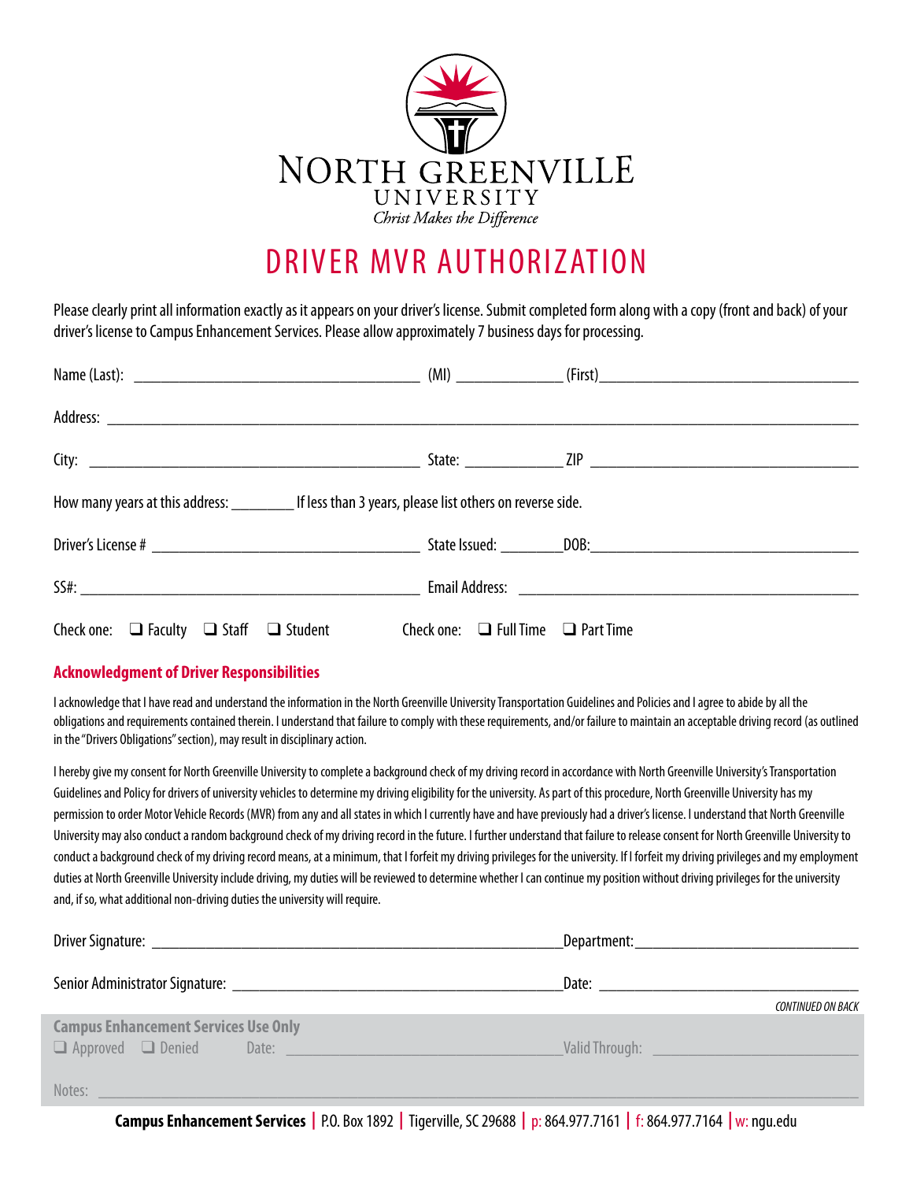NORTH GREENVILLE UNIVERSITY

*Christ Makes the Difference*

# DRIVER MVR AUTHORIZATION

Please clearly print all information exactly as it appears on your driver's license. Submit completed form along with a copy (front and back) of your driver's license to Campus Enhancement Services. Please allow approximately 7 business days for processing.

Name (Last): ____________________ (MI) __________ (First) ____________________

Address: ________________________________________

City: ____________________ State: __________ ZIP ____________________

How many years at this address: ________ If less than 3 years, please list others on reverse side.

Driver's License # ____________________ State Issued: ________ DOB: ____________________

SS#: ____________________ Email Address: ____________________

Check one: ❑ Faculty ❑ Staff ❑ Student     Check one: ❑ Full Time ❑ Part Time

## Acknowledgment of Driver Responsibilities

I acknowledge that I have read and understand the information in the North Greenville University Transportation Guidelines and Policies and I agree to abide by all the obligations and requirements contained therein. I understand that failure to comply with these requirements, and/or failure to maintain an acceptable driving record (as outlined in the "Drivers Obligations" section), may result in disciplinary action.

I hereby give my consent for North Greenville University to complete a background check of my driving record in accordance with North Greenville University's Transportation Guidelines and Policy for drivers of university vehicles to determine my driving eligibility for the university. As part of this procedure, North Greenville University has my permission to order Motor Vehicle Records (MVR) from any and all states in which I currently have and have previously had a driver's license. I understand that North Greenville University may also conduct a random background check of my driving record in the future. I further understand that failure to release consent for North Greenville University to conduct a background check of my driving record means, at a minimum, that I forfeit my driving privileges for the university. If I forfeit my driving privileges and my employment duties at North Greenville University include driving, my duties will be reviewed to determine whether I can continue my position without driving privileges for the university and, if so, what additional non-driving duties the university will require.

Driver Signature: ________________________________ Department: ____________________

Senior Administrator Signature: ________________________________ Date: ____________________

*CONTINUED ON BACK*

**Campus Enhancement Services Use Only**

❑ Approved ❑ Denied     Date: ____________________ Valid Through: ____________________

Notes: ________________________________________

**Campus Enhancement Services** | P.O. Box 1892 | Tigerville, SC 29688 | p: 864.977.7161 | f: 864.977.7164 | w: ngu.edu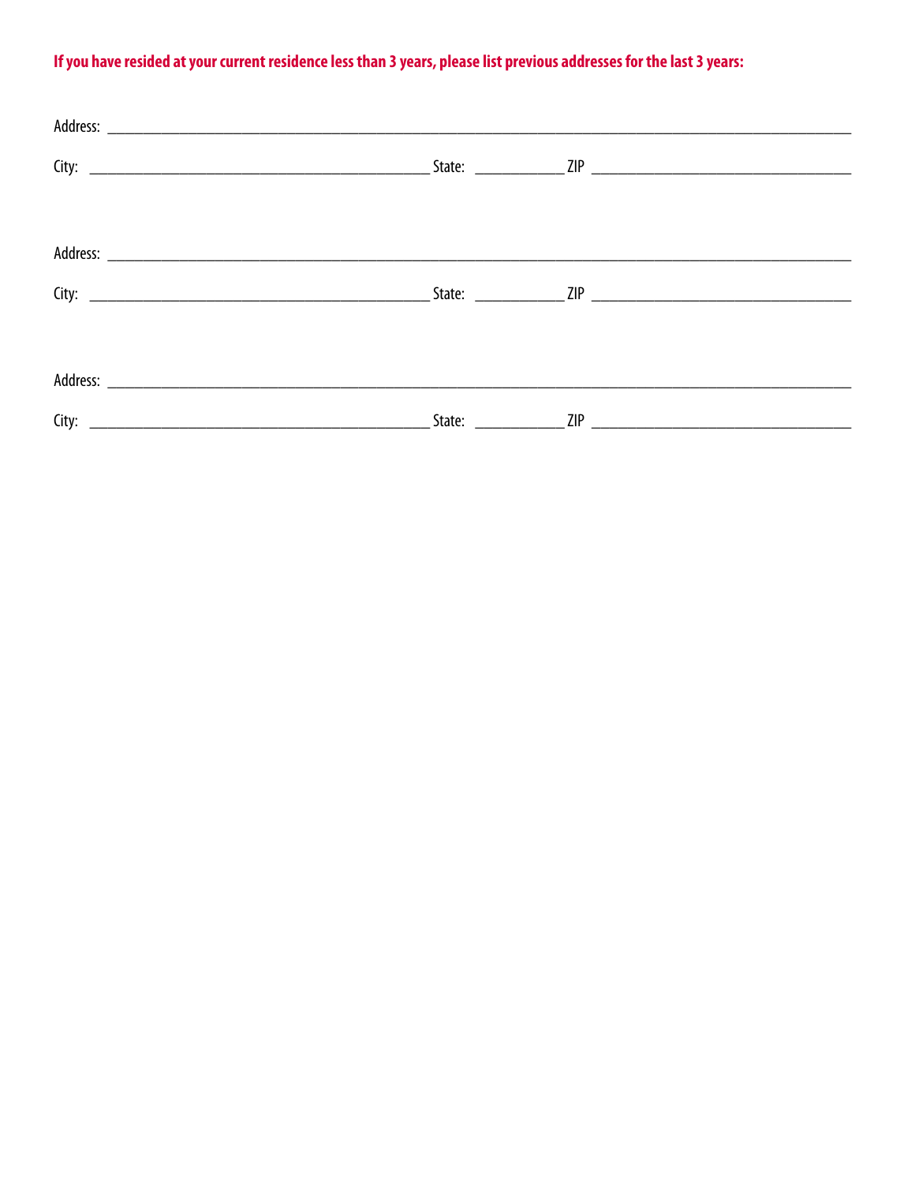**If you have resided at your current residence less than 3 years, please list previous addresses for the last 3 years:**

Address: ______________________________________________________________________________________________

City: ____________________________________________ State: ___________ ZIP _________________________________

Address: ______________________________________________________________________________________________

City: ____________________________________________ State: ___________ ZIP _________________________________

Address: ______________________________________________________________________________________________

City: ____________________________________________ State: ___________ ZIP _________________________________